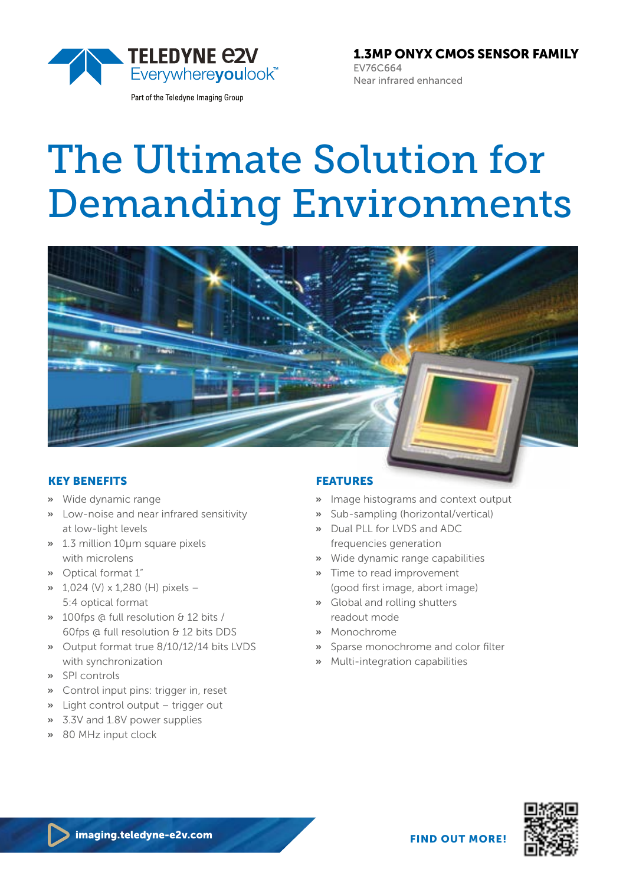TELEDYNE e2V
Everywhereyoulook™

Part of the Teledyne Imaging Group

**1.3MP ONYX CMOS SENSOR FAMILY**
EV76C664
Near infrared enhanced

# The Ultimate Solution for Demanding Environments

## KEY BENEFITS

- Wide dynamic range
- Low-noise and near infrared sensitivity at low-light levels
- 1.3 million 10µm square pixels with microlens
- Optical format 1"
- 1,024 (V) x 1,280 (H) pixels – 5:4 optical format
- 100fps @ full resolution & 12 bits / 60fps @ full resolution & 12 bits DDS
- Output format true 8/10/12/14 bits LVDS with synchronization
- SPI controls
- Control input pins: trigger in, reset
- Light control output – trigger out
- 3.3V and 1.8V power supplies
- 80 MHz input clock

## FEATURES

- Image histograms and context output
- Sub-sampling (horizontal/vertical)
- Dual PLL for LVDS and ADC frequencies generation
- Wide dynamic range capabilities
- Time to read improvement (good first image, abort image)
- Global and rolling shutters readout mode
- Monochrome
- Sparse monochrome and color filter
- Multi-integration capabilities

imaging.teledyne-e2v.com

FIND OUT MORE!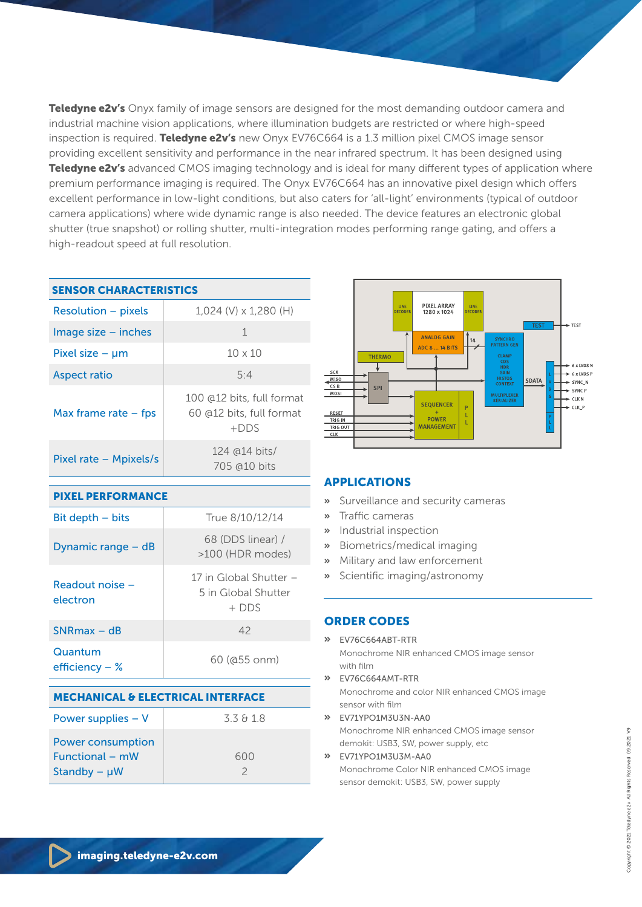**Teledyne e2v's** Onyx family of image sensors are designed for the most demanding outdoor camera and industrial machine vision applications, where illumination budgets are restricted or where high-speed inspection is required. **Teledyne e2v's** new Onyx EV76C664 is a 1.3 million pixel CMOS image sensor providing excellent sensitivity and performance in the near infrared spectrum. It has been designed using **Teledyne e2v's** advanced CMOS imaging technology and is ideal for many different types of application where premium performance imaging is required. The Onyx EV76C664 has an innovative pixel design which offers excellent performance in low-light conditions, but also caters for 'all-light' environments (typical of outdoor camera applications) where wide dynamic range is also needed. The device features an electronic global shutter (true snapshot) or rolling shutter, multi-integration modes performing range gating, and offers a high-readout speed at full resolution.

| SENSOR CHARACTERISTICS | |
|---|---|
| Resolution – pixels | 1,024 (V) x 1,280 (H) |
| Image size – inches | 1 |
| Pixel size – µm | 10 x 10 |
| Aspect ratio | 5:4 |
| Max frame rate – fps | 100 @12 bits, full format<br>60 @12 bits, full format +DDS |
| Pixel rate – Mpixels/s | 124 @14 bits/<br>705 @10 bits |

| PIXEL PERFORMANCE | |
|---|---|
| Bit depth – bits | True 8/10/12/14 |
| Dynamic range – dB | 68 (DDS linear) /<br>>100 (HDR modes) |
| Readout noise – electron | 17 in Global Shutter – 5 in Global Shutter + DDS |
| SNRmax – dB | 42 |
| Quantum efficiency – % | 60 (@55 onm) |

| MECHANICAL & ELECTRICAL INTERFACE | |
|---|---|
| Power supplies – V | 3.3 & 1.8 |
| Power consumption<br>Functional – mW<br>Standby – µW | <br>600<br>2 |

LINE DECODER
PIXEL ARRAY 1280 x 1024
LINE DECODER
TEST
TEST
ANALOG GAIN
ADC 8 ... 14 BITS
14
SYNCHRO PATTERN GEN
THERMO
CLAMP
CDS
HDR
GAIN
HISTOS
CONTEXT
SCK
MISO
CS B
MOSI
SPI
SDATA
MULTIPLEXER SERIALIZER
LVDS
6 x LVDS N
6 x LVDS P
SYNC_N
SYNC P
CLK N
CLK_P
RESET
TRIG IN
TRIG OUT
CLK
SEQUENCER + POWER MANAGEMENT
PLL
PLL

## APPLICATIONS

- Surveillance and security cameras
- Traffic cameras
- Industrial inspection
- Biometrics/medical imaging
- Military and law enforcement
- Scientific imaging/astronomy

## ORDER CODES

- EV76C664ABT-RTR
  Monochrome NIR enhanced CMOS image sensor with film
- EV76C664AMT-RTR
  Monochrome and color NIR enhanced CMOS image sensor with film
- EV71YPO1M3U3N-AA0
  Monochrome NIR enhanced CMOS image sensor demokit: USB3, SW, power supply, etc
- EV71YPO1M3U3M-AA0
  Monochrome Color NIR enhanced CMOS image sensor demokit: USB3, SW, power supply

imaging.teledyne-e2v.com

Copyright © 2021 Teledyne e2v. All Rights Reserved. 09.2021 V9